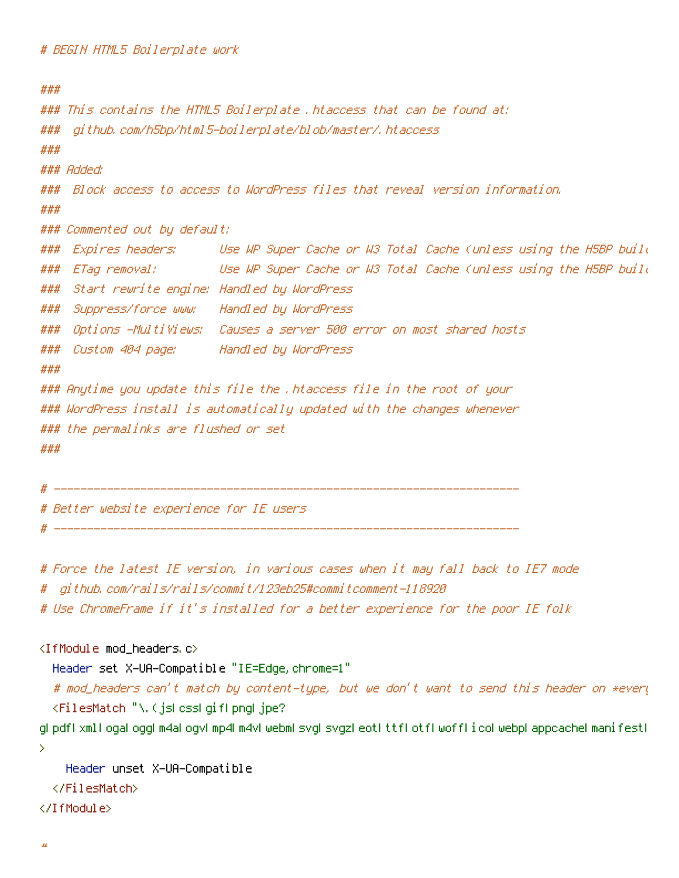```
# BEGIN HTML5 Boilerplate work

###
### This contains the HTML5 Boilerplate .htaccess that can be found at:
###  github.com/h5bp/html5-boilerplate/blob/master/.htaccess
###
### Added:
###  Block access to access to WordPress files that reveal version information.
###
### Commented out by default:
###  Expires headers:      Use WP Super Cache or W3 Total Cache (unless using the H5BP buil
###  ETag removal:         Use WP Super Cache or W3 Total Cache (unless using the H5BP buil
###  Start rewrite engine: Handled by WordPress
###  Suppress/force www:   Handled by WordPress
###  Options -MultiViews:  Causes a server 500 error on most shared hosts
###  Custom 404 page:      Handled by WordPress
###
### Anytime you update this file the .htaccess file in the root of your
### WordPress install is automatically updated with the changes whenever
### the permalinks are flushed or set
###

# ----------------------------------------------------------------------
# Better website experience for IE users
# ----------------------------------------------------------------------

# Force the latest IE version, in various cases when it may fall back to IE7 mode
#  github.com/rails/rails/commit/123eb25#commitcomment-118920
# Use ChromeFrame if it's installed for a better experience for the poor IE folk

<IfModule mod_headers.c>
  Header set X-UA-Compatible "IE=Edge,chrome=1"
  # mod_headers can't match by content-type, but we don't want to send this header on *every
  <FilesMatch "\.(js|css|gif|png|jpe?
g|pdf|xml|oga|ogg|m4a|ogv|mp4|m4v|webm|svg|svgz|eot|ttf|otf|woff|ico|webp|appcache|manifest|
>
    Header unset X-UA-Compatible
  </FilesMatch>
</IfModule>

#
```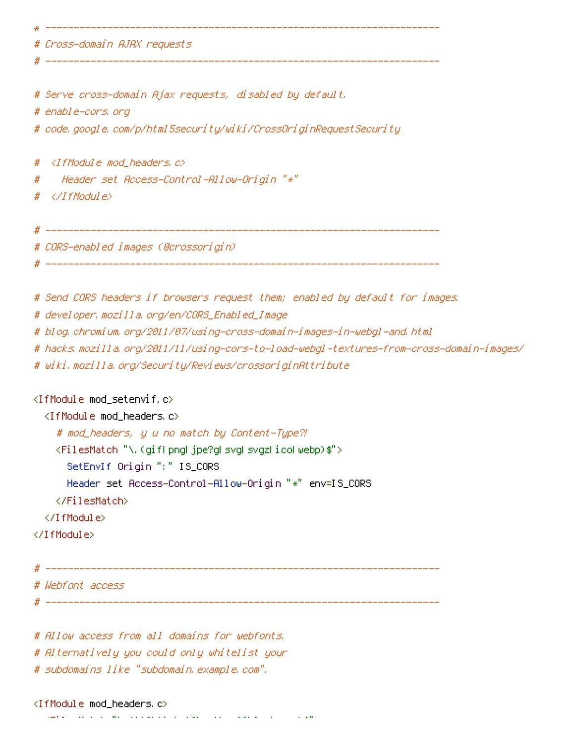```
# ----------------------------------------------------------------------
# Cross-domain AJAX requests
# ----------------------------------------------------------------------

# Serve cross-domain Ajax requests, disabled by default.
# enable-cors.org
# code.google.com/p/html5security/wiki/CrossOriginRequestSecurity

#  <IfModule mod_headers.c>
#    Header set Access-Control-Allow-Origin "*"
#  </IfModule>

# ----------------------------------------------------------------------
# CORS-enabled images (@crossorigin)
# ----------------------------------------------------------------------

# Send CORS headers if browsers request them; enabled by default for images.
# developer.mozilla.org/en/CORS_Enabled_Image
# blog.chromium.org/2011/07/using-cross-domain-images-in-webgl-and.html
# hacks.mozilla.org/2011/11/using-cors-to-load-webgl-textures-from-cross-domain-images/
# wiki.mozilla.org/Security/Reviews/crossoriginAttribute

<IfModule mod_setenvif.c>
  <IfModule mod_headers.c>
    # mod_headers, y u no match by Content-Type?!
    <FilesMatch "\.(gif|png|jpe?g|svg|svgz|ico|webp)$">
      SetEnvIf Origin ":" IS_CORS
      Header set Access-Control-Allow-Origin "*" env=IS_CORS
    </FilesMatch>
  </IfModule>
</IfModule>

# ----------------------------------------------------------------------
# Webfont access
# ----------------------------------------------------------------------

# Allow access from all domains for webfonts.
# Alternatively you could only whitelist your
# subdomains like "subdomain.example.com".

<IfModule mod_headers.c>
```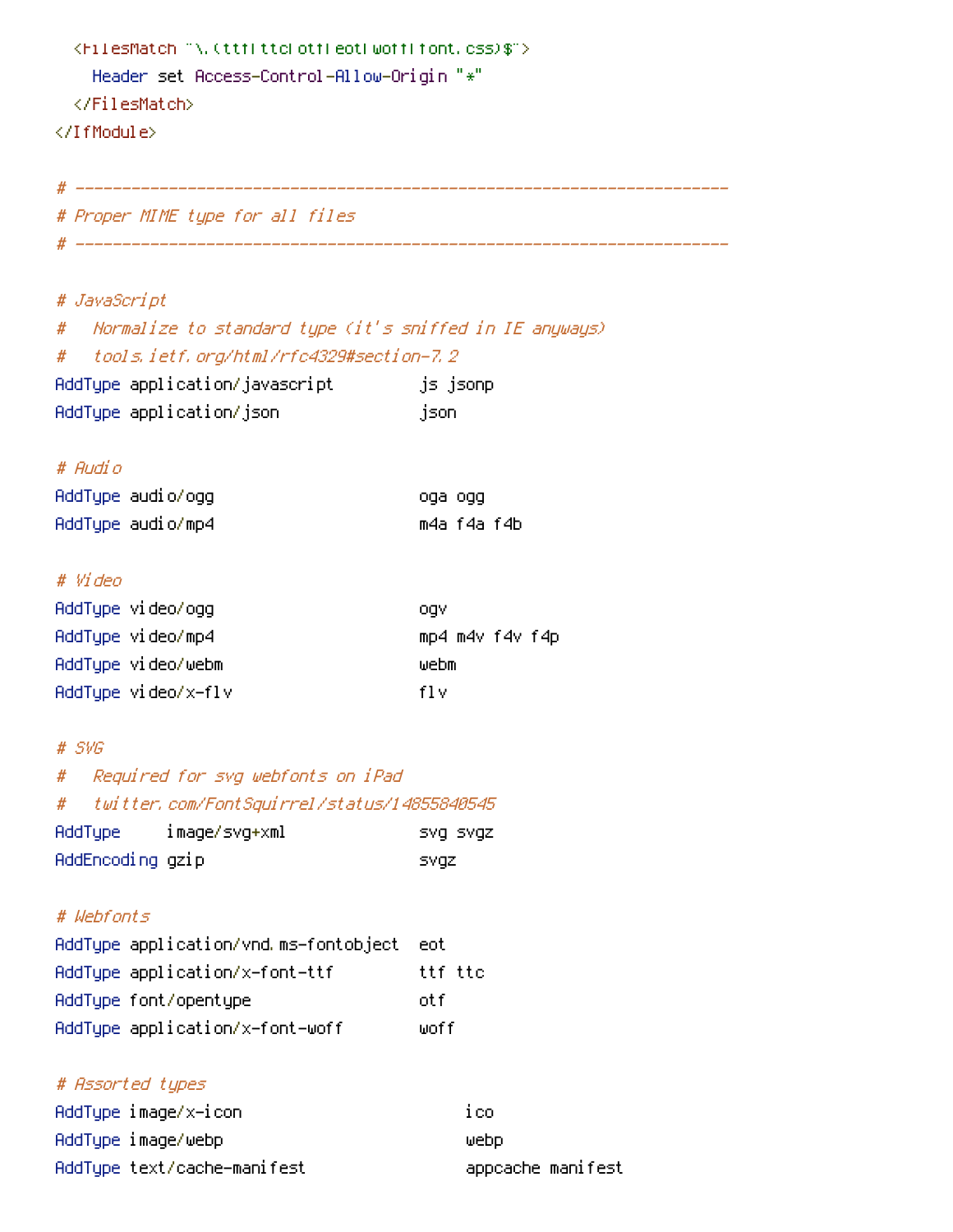```
  <FilesMatch "\.(ttf|ttc|otf|eot|woff|font.css)$">
    Header set Access-Control-Allow-Origin "*"
  </FilesMatch>
</IfModule>

# ----------------------------------------------------------------------
# Proper MIME type for all files
# ----------------------------------------------------------------------

# JavaScript
#   Normalize to standard type (it's sniffed in IE anyways)
#   tools.ietf.org/html/rfc4329#section-7.2
AddType application/javascript         js jsonp
AddType application/json               json

# Audio
AddType audio/ogg                      oga ogg
AddType audio/mp4                      m4a f4a f4b

# Video
AddType video/ogg                      ogv
AddType video/mp4                      mp4 m4v f4v f4p
AddType video/webm                     webm
AddType video/x-flv                    flv

# SVG
#   Required for svg webfonts on iPad
#   twitter.com/FontSquirrel/status/14855840545
AddType     image/svg+xml              svg svgz
AddEncoding gzip                       svgz

# Webfonts
AddType application/vnd.ms-fontobject  eot
AddType application/x-font-ttf         ttf ttc
AddType font/opentype                  otf
AddType application/x-font-woff        woff

# Assorted types
AddType image/x-icon                        ico
AddType image/webp                          webp
AddType text/cache-manifest                 appcache manifest
```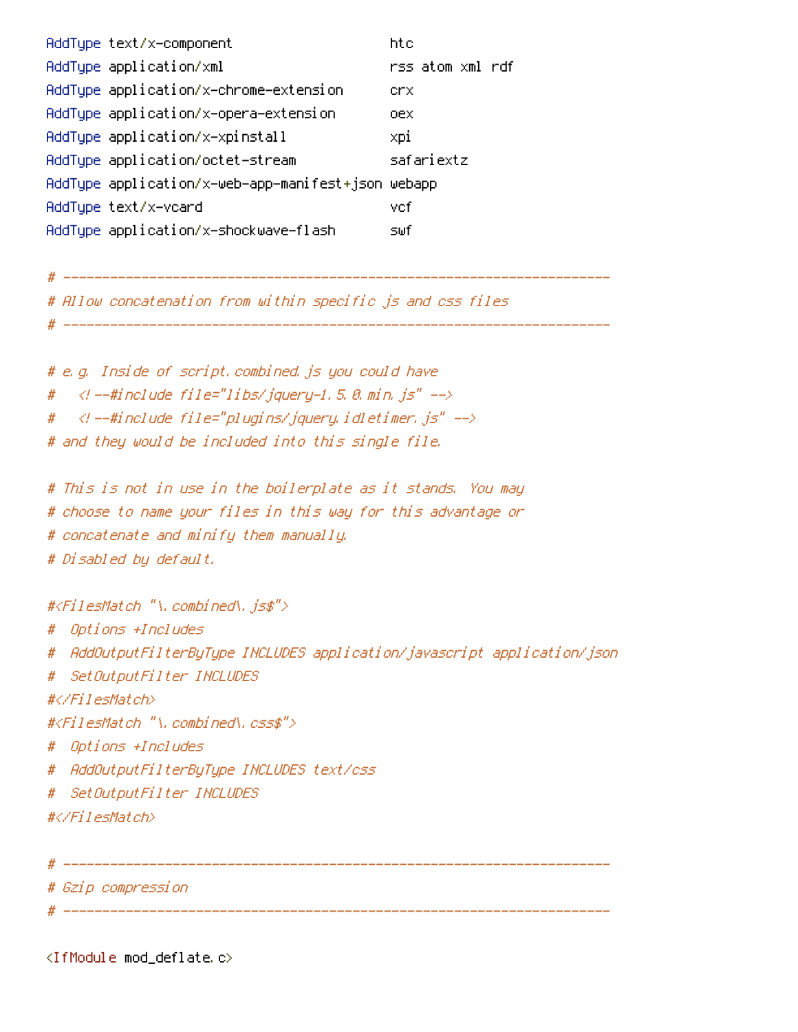```
AddType text/x-component                        htc
AddType application/xml                         rss atom xml rdf
AddType application/x-chrome-extension          crx
AddType application/x-opera-extension           oex
AddType application/x-xpinstall                 xpi
AddType application/octet-stream                safariextz
AddType application/x-web-app-manifest+json webapp
AddType text/x-vcard                            vcf
AddType application/x-shockwave-flash           swf

# ----------------------------------------------------------------------
# Allow concatenation from within specific js and css files
# ----------------------------------------------------------------------

# e.g. Inside of script.combined.js you could have
#   <!--#include file="libs/jquery-1.5.0.min.js" -->
#   <!--#include file="plugins/jquery.idletimer.js" -->
# and they would be included into this single file.

# This is not in use in the boilerplate as it stands. You may
# choose to name your files in this way for this advantage or
# concatenate and minify them manually.
# Disabled by default.

#<FilesMatch "\.combined\.js$">
#  Options +Includes
#  AddOutputFilterByType INCLUDES application/javascript application/json
#  SetOutputFilter INCLUDES
#</FilesMatch>
#<FilesMatch "\.combined\.css$">
#  Options +Includes
#  AddOutputFilterByType INCLUDES text/css
#  SetOutputFilter INCLUDES
#</FilesMatch>

# ----------------------------------------------------------------------
# Gzip compression
# ----------------------------------------------------------------------

<IfModule mod_deflate.c>
```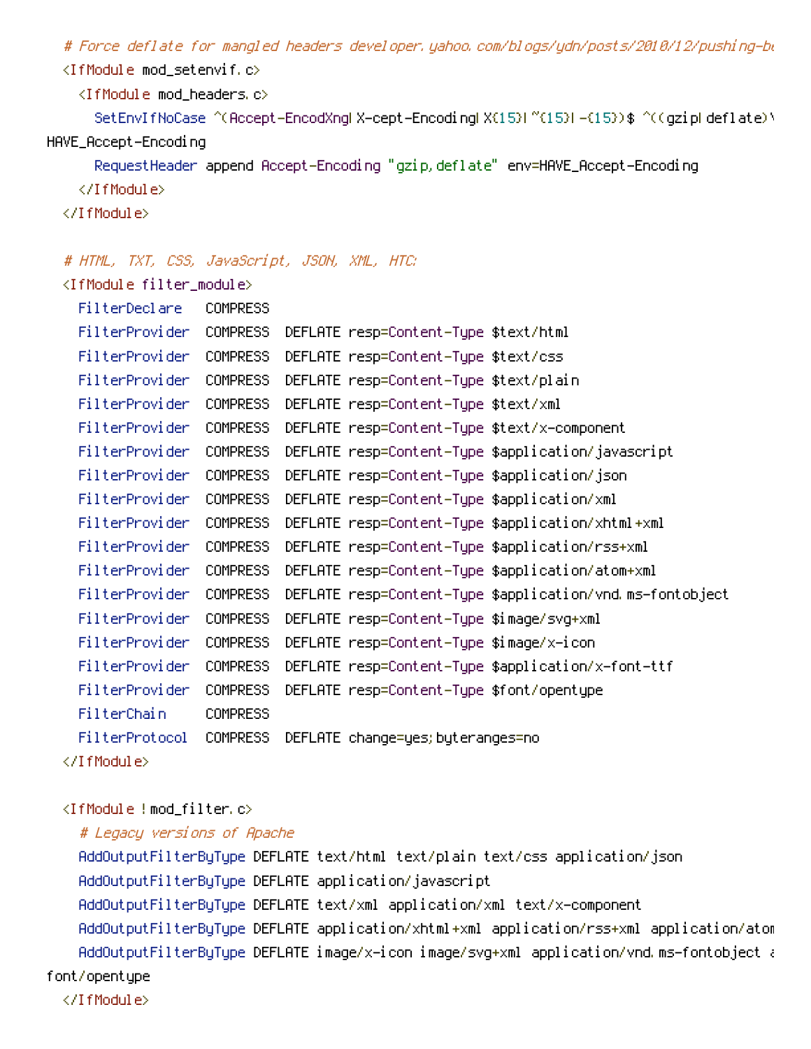```
  # Force deflate for mangled headers developer.yahoo.com/blogs/ydn/posts/2010/12/pushing-be
  <IfModule mod_setenvif.c>
    <IfModule mod_headers.c>
      SetEnvIfNoCase ^(Accept-EncodXng|X-cept-Encoding|X{15}|~{15}|-{15})$ ^((gzip|deflate)\
HAVE_Accept-Encoding
      RequestHeader append Accept-Encoding "gzip,deflate" env=HAVE_Accept-Encoding
    </IfModule>
  </IfModule>

  # HTML, TXT, CSS, JavaScript, JSON, XML, HTC:
  <IfModule filter_module>
    FilterDeclare   COMPRESS
    FilterProvider  COMPRESS  DEFLATE resp=Content-Type $text/html
    FilterProvider  COMPRESS  DEFLATE resp=Content-Type $text/css
    FilterProvider  COMPRESS  DEFLATE resp=Content-Type $text/plain
    FilterProvider  COMPRESS  DEFLATE resp=Content-Type $text/xml
    FilterProvider  COMPRESS  DEFLATE resp=Content-Type $text/x-component
    FilterProvider  COMPRESS  DEFLATE resp=Content-Type $application/javascript
    FilterProvider  COMPRESS  DEFLATE resp=Content-Type $application/json
    FilterProvider  COMPRESS  DEFLATE resp=Content-Type $application/xml
    FilterProvider  COMPRESS  DEFLATE resp=Content-Type $application/xhtml+xml
    FilterProvider  COMPRESS  DEFLATE resp=Content-Type $application/rss+xml
    FilterProvider  COMPRESS  DEFLATE resp=Content-Type $application/atom+xml
    FilterProvider  COMPRESS  DEFLATE resp=Content-Type $application/vnd.ms-fontobject
    FilterProvider  COMPRESS  DEFLATE resp=Content-Type $image/svg+xml
    FilterProvider  COMPRESS  DEFLATE resp=Content-Type $image/x-icon
    FilterProvider  COMPRESS  DEFLATE resp=Content-Type $application/x-font-ttf
    FilterProvider  COMPRESS  DEFLATE resp=Content-Type $font/opentype
    FilterChain     COMPRESS
    FilterProtocol  COMPRESS  DEFLATE change=yes;byteranges=no
  </IfModule>

  <IfModule !mod_filter.c>
    # Legacy versions of Apache
    AddOutputFilterByType DEFLATE text/html text/plain text/css application/json
    AddOutputFilterByType DEFLATE application/javascript
    AddOutputFilterByType DEFLATE text/xml application/xml text/x-component
    AddOutputFilterByType DEFLATE application/xhtml+xml application/rss+xml application/atom
    AddOutputFilterByType DEFLATE image/x-icon image/svg+xml application/vnd.ms-fontobject a
font/opentype
  </IfModule>
```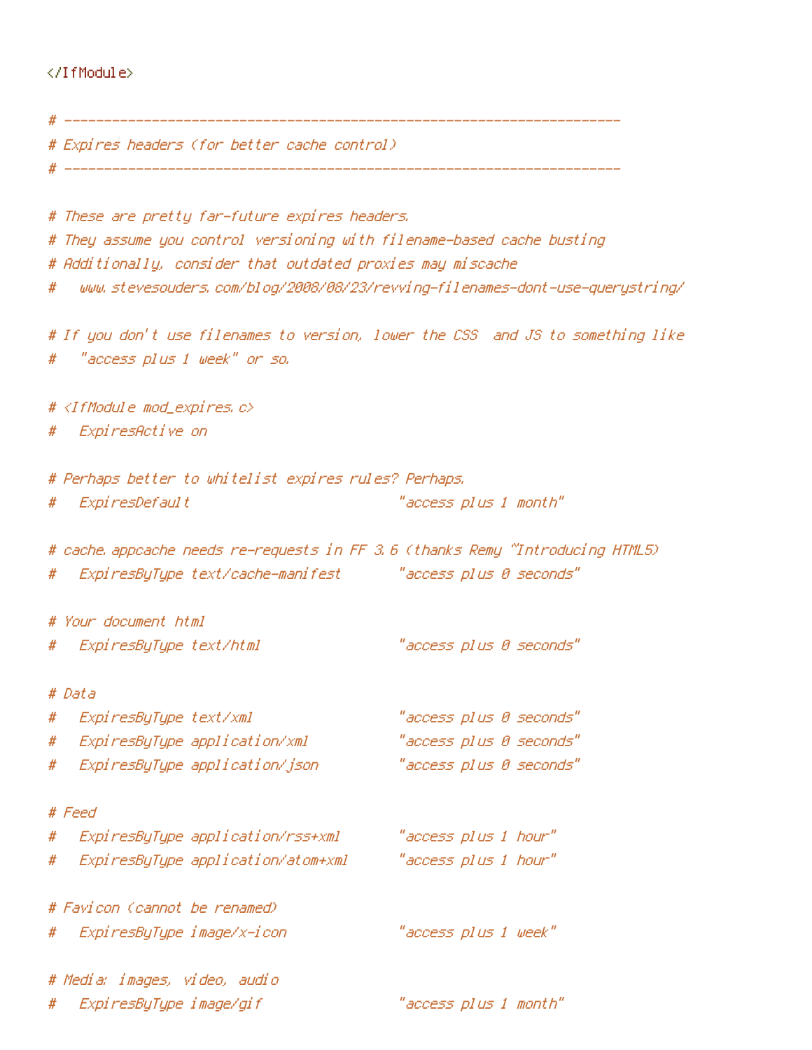```
</IfModule>

# ----------------------------------------------------------------------
# Expires headers (for better cache control)
# ----------------------------------------------------------------------

# These are pretty far-future expires headers.
# They assume you control versioning with filename-based cache busting
# Additionally, consider that outdated proxies may miscache
#   www.stevesouders.com/blog/2008/08/23/revving-filenames-dont-use-querystring/

# If you don't use filenames to version, lower the CSS  and JS to something like
#   "access plus 1 week" or so.

# <IfModule mod_expires.c>
#   ExpiresActive on

# Perhaps better to whitelist expires rules? Perhaps.
#   ExpiresDefault                          "access plus 1 month"

# cache.appcache needs re-requests in FF 3.6 (thanks Remy ~Introducing HTML5)
#   ExpiresByType text/cache-manifest       "access plus 0 seconds"

# Your document html
#   ExpiresByType text/html                 "access plus 0 seconds"

# Data
#   ExpiresByType text/xml                  "access plus 0 seconds"
#   ExpiresByType application/xml           "access plus 0 seconds"
#   ExpiresByType application/json          "access plus 0 seconds"

# Feed
#   ExpiresByType application/rss+xml       "access plus 1 hour"
#   ExpiresByType application/atom+xml      "access plus 1 hour"

# Favicon (cannot be renamed)
#   ExpiresByType image/x-icon              "access plus 1 week"

# Media: images, video, audio
#   ExpiresByType image/gif                 "access plus 1 month"
```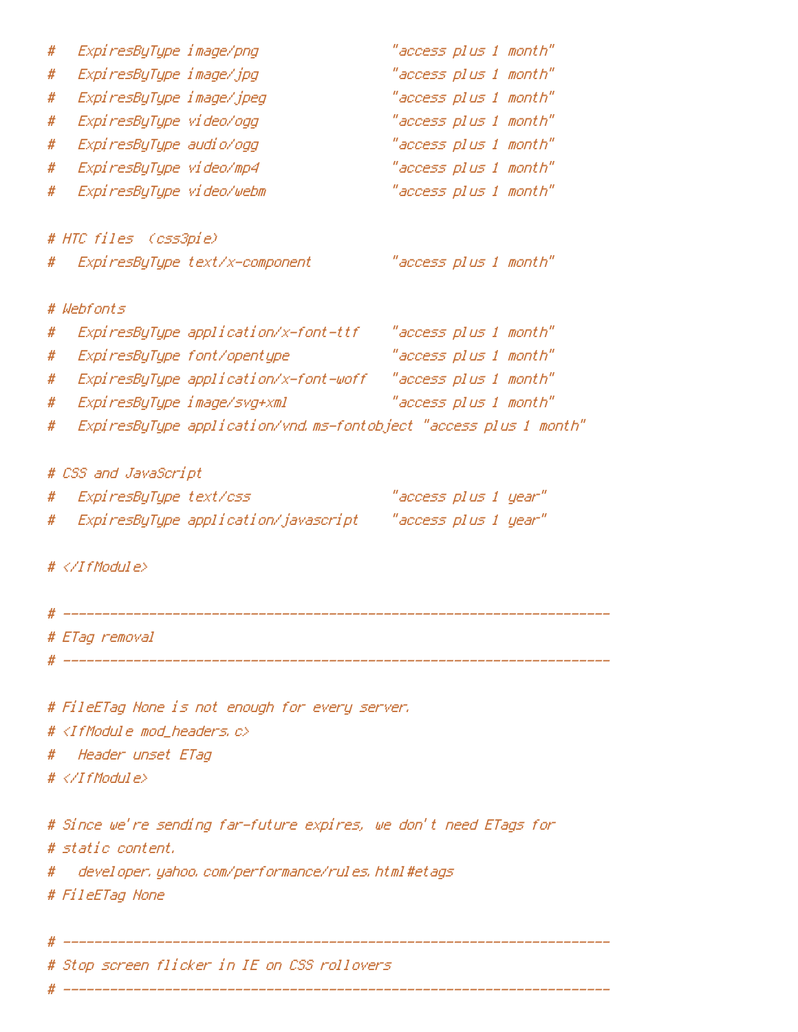```
#   ExpiresByType image/png                "access plus 1 month"
#   ExpiresByType image/jpg                "access plus 1 month"
#   ExpiresByType image/jpeg               "access plus 1 month"
#   ExpiresByType video/ogg                "access plus 1 month"
#   ExpiresByType audio/ogg                "access plus 1 month"
#   ExpiresByType video/mp4                "access plus 1 month"
#   ExpiresByType video/webm               "access plus 1 month"

# HTC files  (css3pie)
#   ExpiresByType text/x-component         "access plus 1 month"

# Webfonts
#   ExpiresByType application/x-font-ttf    "access plus 1 month"
#   ExpiresByType font/opentype             "access plus 1 month"
#   ExpiresByType application/x-font-woff   "access plus 1 month"
#   ExpiresByType image/svg+xml             "access plus 1 month"
#   ExpiresByType application/vnd.ms-fontobject "access plus 1 month"

# CSS and JavaScript
#   ExpiresByType text/css                 "access plus 1 year"
#   ExpiresByType application/javascript    "access plus 1 year"

# </IfModule>

# ----------------------------------------------------------------------
# ETag removal
# ----------------------------------------------------------------------

# FileETag None is not enough for every server.
# <IfModule mod_headers.c>
#   Header unset ETag
# </IfModule>

# Since we're sending far-future expires, we don't need ETags for
# static content.
#   developer.yahoo.com/performance/rules.html#etags
# FileETag None

# ----------------------------------------------------------------------
# Stop screen flicker in IE on CSS rollovers
# ----------------------------------------------------------------------
```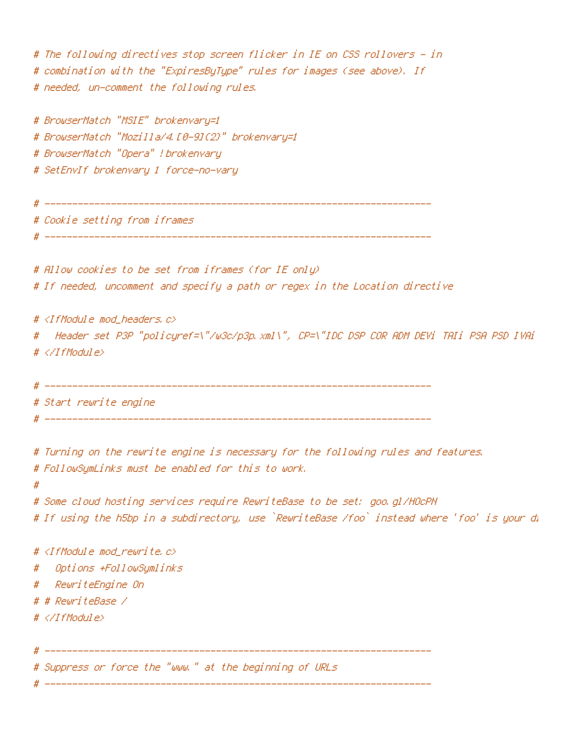```
# The following directives stop screen flicker in IE on CSS rollovers - in
# combination with the "ExpiresByType" rules for images (see above). If
# needed, un-comment the following rules.

# BrowserMatch "MSIE" brokenvary=1
# BrowserMatch "Mozilla/4.[0-9]{2}" brokenvary=1
# BrowserMatch "Opera" !brokenvary
# SetEnvIf brokenvary 1 force-no-vary

# ----------------------------------------------------------------------
# Cookie setting from iframes
# ----------------------------------------------------------------------

# Allow cookies to be set from iframes (for IE only)
# If needed, uncomment and specify a path or regex in the Location directive

# <IfModule mod_headers.c>
#   Header set P3P "policyref=\"/w3c/p3p.xml\", CP=\"IDC DSP COR ADM DEVi TAIi PSA PSD IVAi
# </IfModule>

# ----------------------------------------------------------------------
# Start rewrite engine
# ----------------------------------------------------------------------

# Turning on the rewrite engine is necessary for the following rules and features.
# FollowSymLinks must be enabled for this to work.
#
# Some cloud hosting services require RewriteBase to be set: goo.gl/HOcPN
# If using the h5bp in a subdirectory, use `RewriteBase /foo` instead where 'foo' is your di

# <IfModule mod_rewrite.c>
#   Options +FollowSymlinks
#   RewriteEngine On
# # RewriteBase /
# </IfModule>

# ----------------------------------------------------------------------
# Suppress or force the "www." at the beginning of URLs
# ----------------------------------------------------------------------
```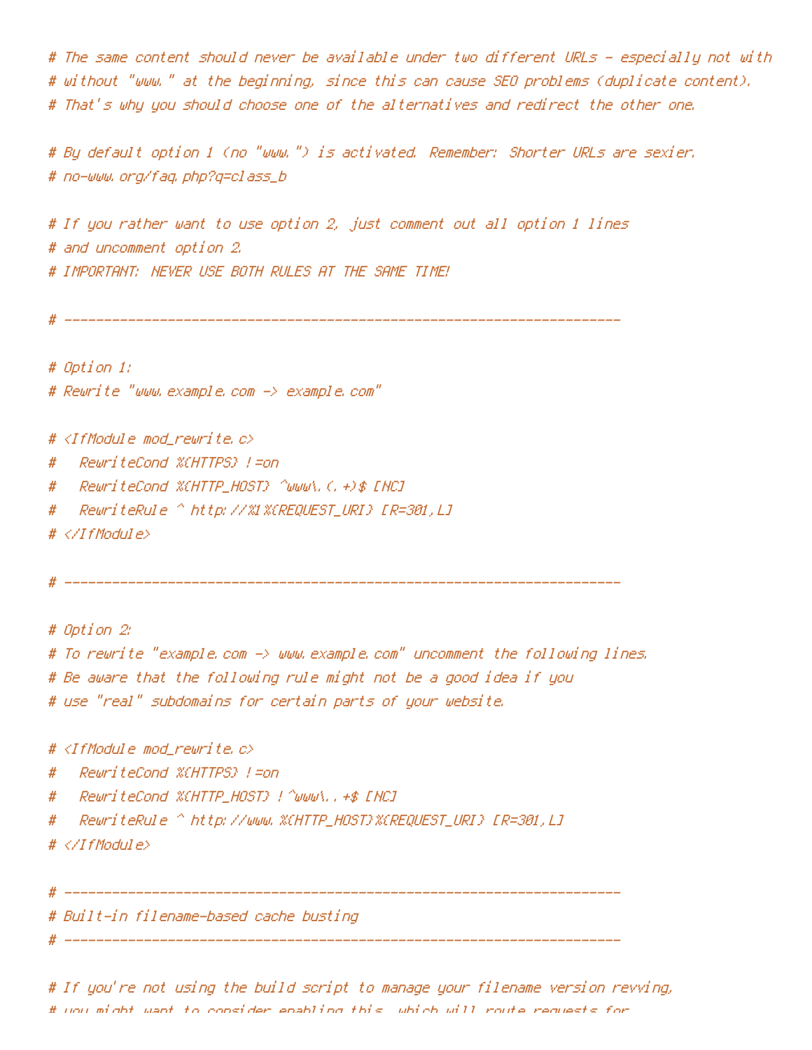```
# The same content should never be available under two different URLs - especially not with
# without "www." at the beginning, since this can cause SEO problems (duplicate content).
# That's why you should choose one of the alternatives and redirect the other one.

# By default option 1 (no "www.") is activated. Remember: Shorter URLs are sexier.
# no-www.org/faq.php?q=class_b

# If you rather want to use option 2, just comment out all option 1 lines
# and uncomment option 2.
# IMPORTANT: NEVER USE BOTH RULES AT THE SAME TIME!

# ----------------------------------------------------------------------

# Option 1:
# Rewrite "www.example.com -> example.com"

# <IfModule mod_rewrite.c>
#   RewriteCond %{HTTPS} !=on
#   RewriteCond %{HTTP_HOST} ^www\.(.+)$ [NC]
#   RewriteRule ^ http://%1%{REQUEST_URI} [R=301,L]
# </IfModule>

# ----------------------------------------------------------------------

# Option 2:
# To rewrite "example.com -> www.example.com" uncomment the following lines.
# Be aware that the following rule might not be a good idea if you
# use "real" subdomains for certain parts of your website.

# <IfModule mod_rewrite.c>
#   RewriteCond %{HTTPS} !=on
#   RewriteCond %{HTTP_HOST} !^www\..+$ [NC]
#   RewriteRule ^ http://www.%{HTTP_HOST}%{REQUEST_URI} [R=301,L]
# </IfModule>

# ----------------------------------------------------------------------
# Built-in filename-based cache busting
# ----------------------------------------------------------------------

# If you're not using the build script to manage your filename version revving,
# you might want to consider enabling this, which will route requests for
```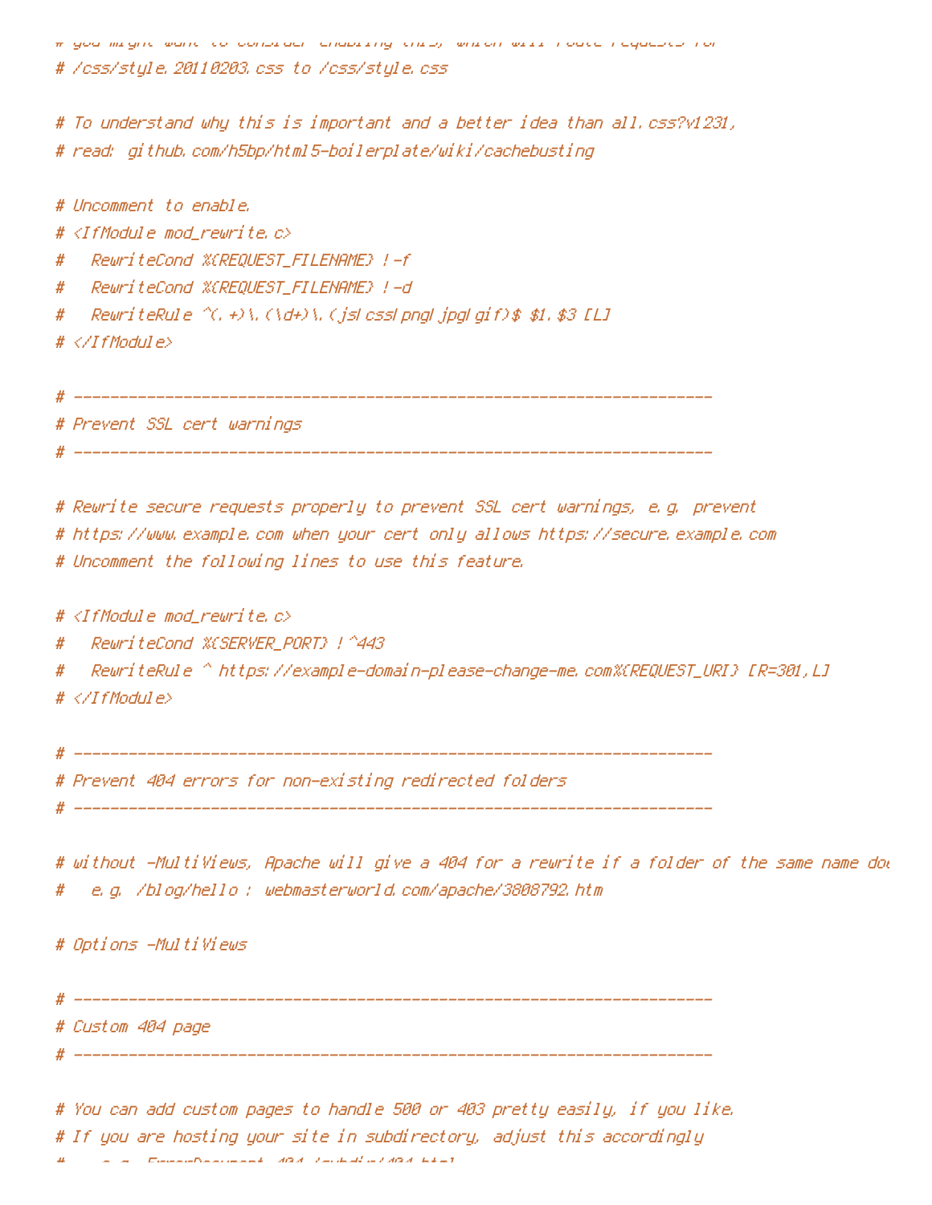```
# you might want to consider enabling this, which will route requests for
# /css/style.20110203.css to /css/style.css

# To understand why this is important and a better idea than all.css?v1231,
# read: github.com/h5bp/html5-boilerplate/wiki/cachebusting

# Uncomment to enable.
# <IfModule mod_rewrite.c>
#   RewriteCond %{REQUEST_FILENAME} !-f
#   RewriteCond %{REQUEST_FILENAME} !-d
#   RewriteRule ^(.+)\.(\d+)\.(js|css|png|jpg|gif)$ $1.$3 [L]
# </IfModule>

# ----------------------------------------------------------------------
# Prevent SSL cert warnings
# ----------------------------------------------------------------------

# Rewrite secure requests properly to prevent SSL cert warnings, e.g. prevent
# https://www.example.com when your cert only allows https://secure.example.com
# Uncomment the following lines to use this feature.

# <IfModule mod_rewrite.c>
#   RewriteCond %{SERVER_PORT} !^443
#   RewriteRule ^ https://example-domain-please-change-me.com%{REQUEST_URI} [R=301,L]
# </IfModule>

# ----------------------------------------------------------------------
# Prevent 404 errors for non-existing redirected folders
# ----------------------------------------------------------------------

# without -MultiViews, Apache will give a 404 for a rewrite if a folder of the same name do
#   e.g. /blog/hello : webmasterworld.com/apache/3808792.htm

# Options -MultiViews

# ----------------------------------------------------------------------
# Custom 404 page
# ----------------------------------------------------------------------

# You can add custom pages to handle 500 or 403 pretty easily, if you like.
# If you are hosting your site in subdirectory, adjust this accordingly
#    e.g. ErrorDocument 404 /subdir/404.html
```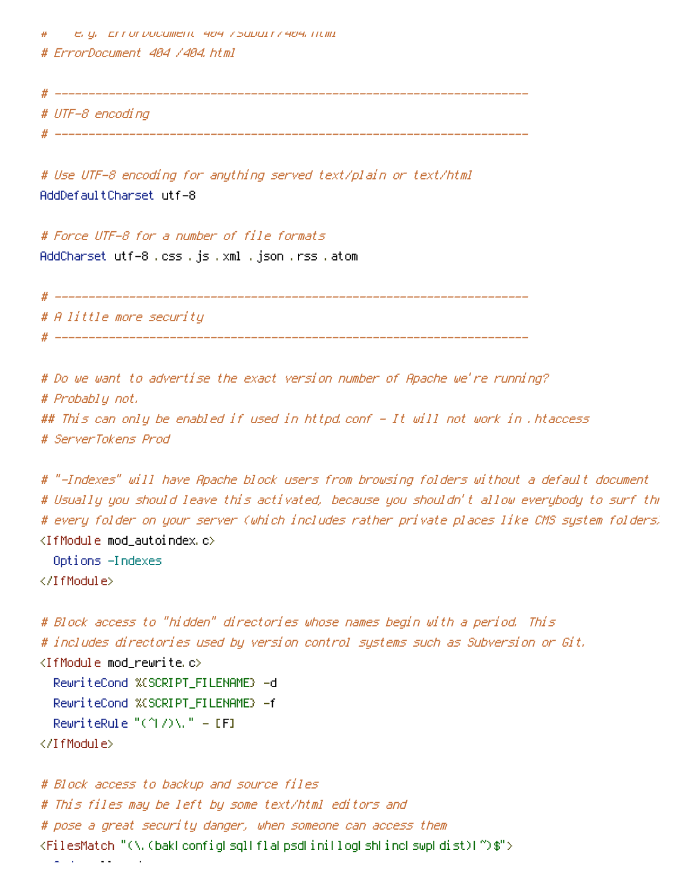```
#    e.g. ErrorDocument 404 /subdir/404.html
# ErrorDocument 404 /404.html

# ----------------------------------------------------------------------
# UTF-8 encoding
# ----------------------------------------------------------------------

# Use UTF-8 encoding for anything served text/plain or text/html
AddDefaultCharset utf-8

# Force UTF-8 for a number of file formats
AddCharset utf-8 .css .js .xml .json .rss .atom

# ----------------------------------------------------------------------
# A little more security
# ----------------------------------------------------------------------

# Do we want to advertise the exact version number of Apache we're running?
# Probably not.
## This can only be enabled if used in httpd.conf - It will not work in .htaccess
# ServerTokens Prod

# "-Indexes" will have Apache block users from browsing folders without a default document
# Usually you should leave this activated, because you shouldn't allow everybody to surf thr
# every folder on your server (which includes rather private places like CMS system folders.
<IfModule mod_autoindex.c>
  Options -Indexes
</IfModule>

# Block access to "hidden" directories whose names begin with a period. This
# includes directories used by version control systems such as Subversion or Git.
<IfModule mod_rewrite.c>
  RewriteCond %{SCRIPT_FILENAME} -d
  RewriteCond %{SCRIPT_FILENAME} -f
  RewriteRule "(^|/)\." - [F]
</IfModule>

# Block access to backup and source files
# This files may be left by some text/html editors and
# pose a great security danger, when someone can access them
<FilesMatch "(\.(bak|config|sql|fla|psd|ini|log|sh|inc|swp|dist)|~)$">
```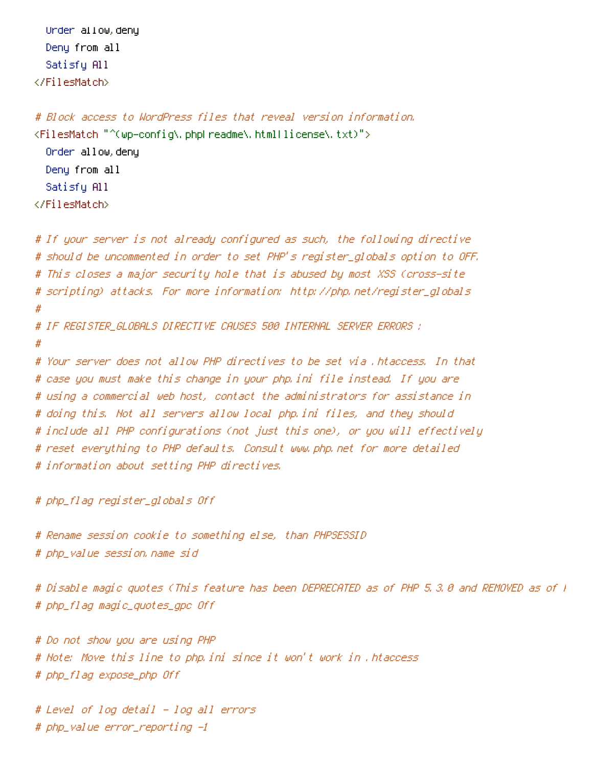```
  Order allow,deny
  Deny from all
  Satisfy All
</FilesMatch>

# Block access to WordPress files that reveal version information.
<FilesMatch "^(wp-config\.php|readme\.html|license\.txt)">
  Order allow,deny
  Deny from all
  Satisfy All
</FilesMatch>

# If your server is not already configured as such, the following directive
# should be uncommented in order to set PHP's register_globals option to OFF.
# This closes a major security hole that is abused by most XSS (cross-site
# scripting) attacks. For more information: http://php.net/register_globals
#
# IF REGISTER_GLOBALS DIRECTIVE CAUSES 500 INTERNAL SERVER ERRORS :
#
# Your server does not allow PHP directives to be set via .htaccess. In that
# case you must make this change in your php.ini file instead. If you are
# using a commercial web host, contact the administrators for assistance in
# doing this. Not all servers allow local php.ini files, and they should
# include all PHP configurations (not just this one), or you will effectively
# reset everything to PHP defaults. Consult www.php.net for more detailed
# information about setting PHP directives.

# php_flag register_globals Off

# Rename session cookie to something else, than PHPSESSID
# php_value session.name sid

# Disable magic quotes (This feature has been DEPRECATED as of PHP 5.3.0 and REMOVED as of P
# php_flag magic_quotes_gpc Off

# Do not show you are using PHP
# Note: Move this line to php.ini since it won't work in .htaccess
# php_flag expose_php Off

# Level of log detail - log all errors
# php_value error_reporting -1
```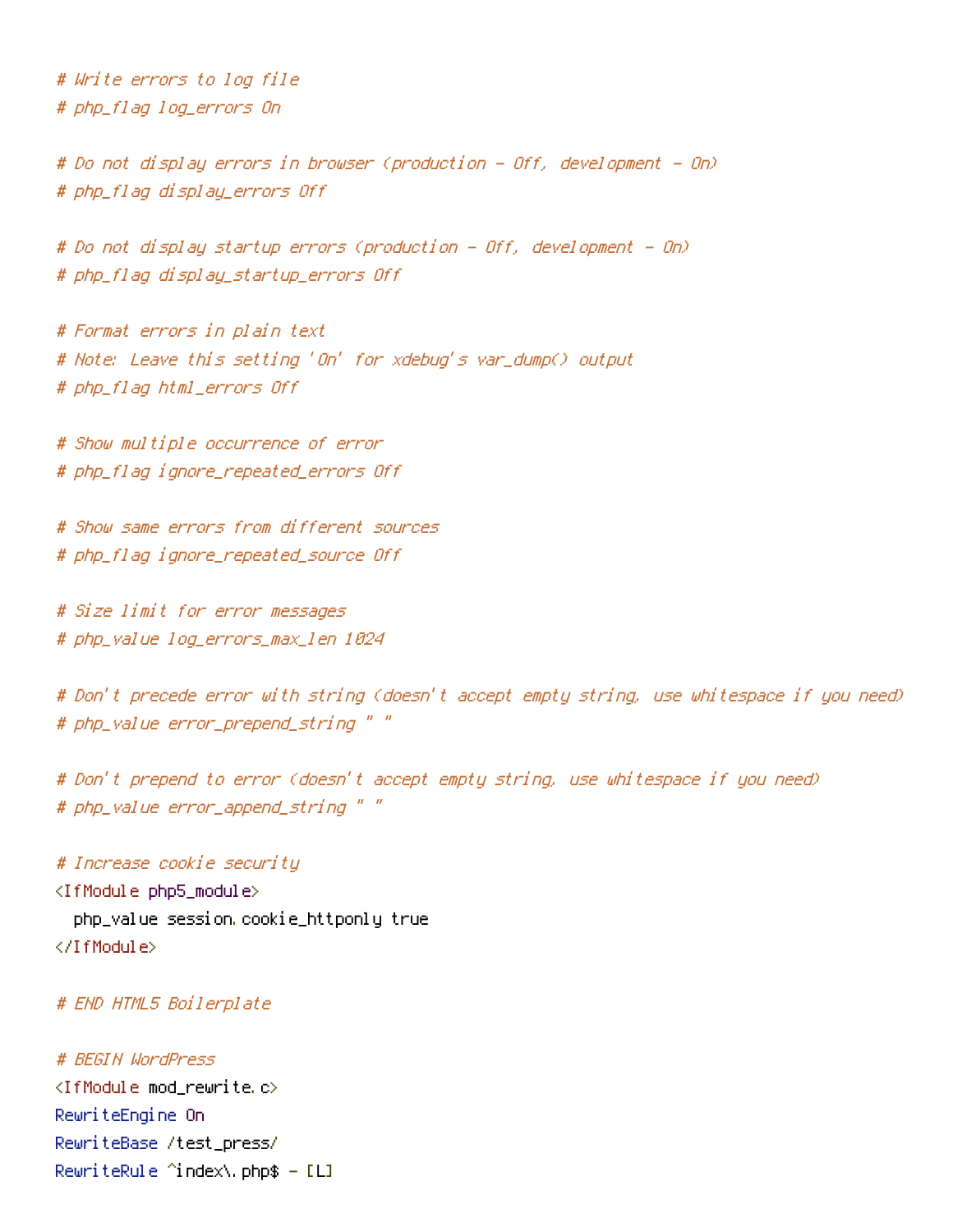```
# Write errors to log file
# php_flag log_errors On

# Do not display errors in browser (production - Off, development - On)
# php_flag display_errors Off

# Do not display startup errors (production - Off, development - On)
# php_flag display_startup_errors Off

# Format errors in plain text
# Note: Leave this setting 'On' for xdebug's var_dump() output
# php_flag html_errors Off

# Show multiple occurrence of error
# php_flag ignore_repeated_errors Off

# Show same errors from different sources
# php_flag ignore_repeated_source Off

# Size limit for error messages
# php_value log_errors_max_len 1024

# Don't precede error with string (doesn't accept empty string, use whitespace if you need)
# php_value error_prepend_string " "

# Don't prepend to error (doesn't accept empty string, use whitespace if you need)
# php_value error_append_string " "

# Increase cookie security
<IfModule php5_module>
  php_value session.cookie_httponly true
</IfModule>

# END HTML5 Boilerplate

# BEGIN WordPress
<IfModule mod_rewrite.c>
RewriteEngine On
RewriteBase /test_press/
RewriteRule ^index\.php$ - [L]
```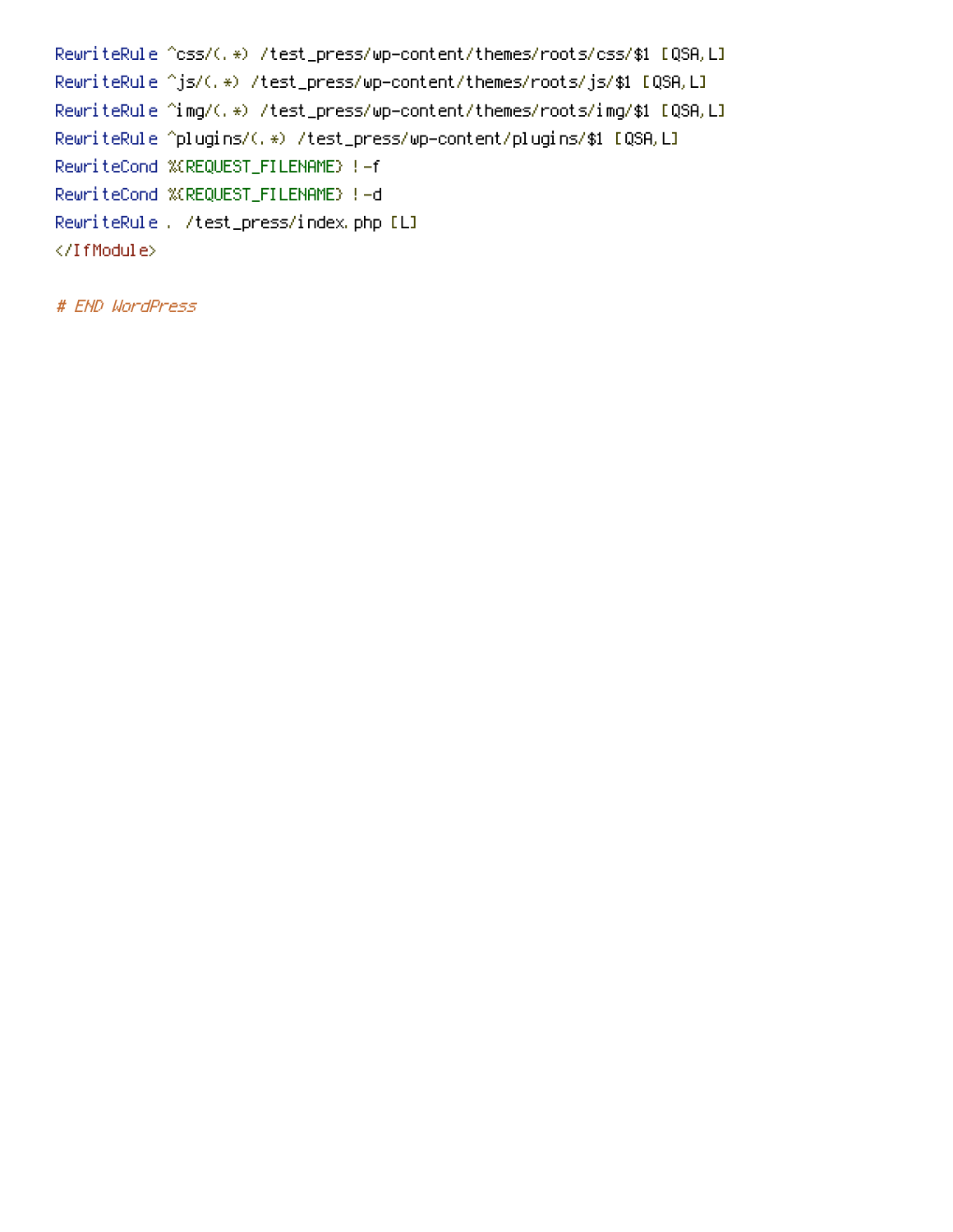```
RewriteRule ^css/(.*) /test_press/wp-content/themes/roots/css/$1 [QSA,L]
RewriteRule ^js/(.*) /test_press/wp-content/themes/roots/js/$1 [QSA,L]
RewriteRule ^img/(.*) /test_press/wp-content/themes/roots/img/$1 [QSA,L]
RewriteRule ^plugins/(.*) /test_press/wp-content/plugins/$1 [QSA,L]
RewriteCond %{REQUEST_FILENAME} !-f
RewriteCond %{REQUEST_FILENAME} !-d
RewriteRule . /test_press/index.php [L]
</IfModule>

# END WordPress
```